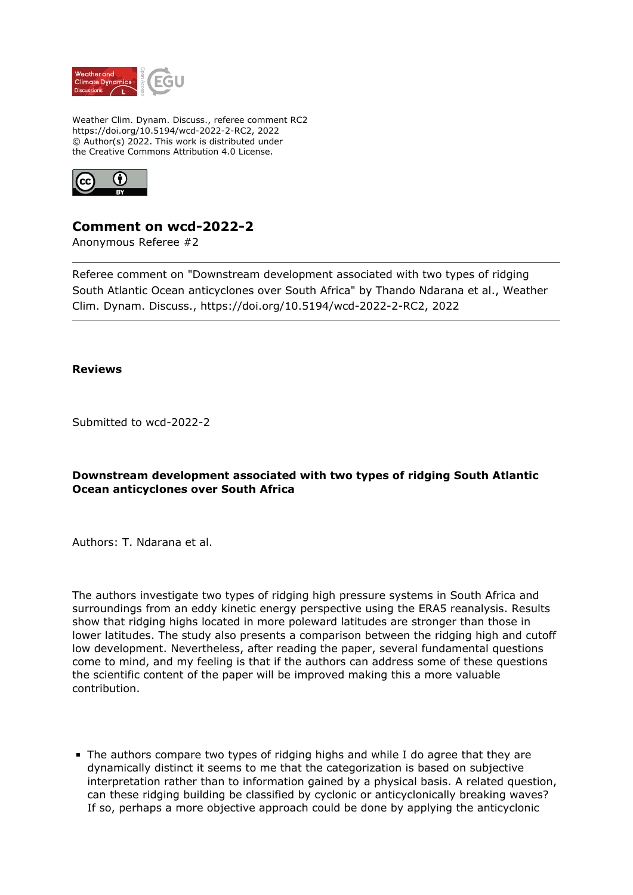Weather Clim. Dynam. Discuss., referee comment RC2
https://doi.org/10.5194/wcd-2022-2-RC2, 2022
© Author(s) 2022. This work is distributed under
the Creative Commons Attribution 4.0 License.

## Comment on wcd-2022-2

Anonymous Referee #2

---

Referee comment on "Downstream development associated with two types of ridging South Atlantic Ocean anticyclones over South Africa" by Thando Ndarana et al., Weather Clim. Dynam. Discuss., https://doi.org/10.5194/wcd-2022-2-RC2, 2022

---

**Reviews**

Submitted to wcd-2022-2

**Downstream development associated with two types of ridging South Atlantic Ocean anticyclones over South Africa**

Authors: T. Ndarana et al.

The authors investigate two types of ridging high pressure systems in South Africa and surroundings from an eddy kinetic energy perspective using the ERA5 reanalysis. Results show that ridging highs located in more poleward latitudes are stronger than those in lower latitudes. The study also presents a comparison between the ridging high and cutoff low development. Nevertheless, after reading the paper, several fundamental questions come to mind, and my feeling is that if the authors can address some of these questions the scientific content of the paper will be improved making this a more valuable contribution.

- The authors compare two types of ridging highs and while I do agree that they are dynamically distinct it seems to me that the categorization is based on subjective interpretation rather than to information gained by a physical basis. A related question, can these ridging building be classified by cyclonic or anticyclonically breaking waves? If so, perhaps a more objective approach could be done by applying the anticyclonic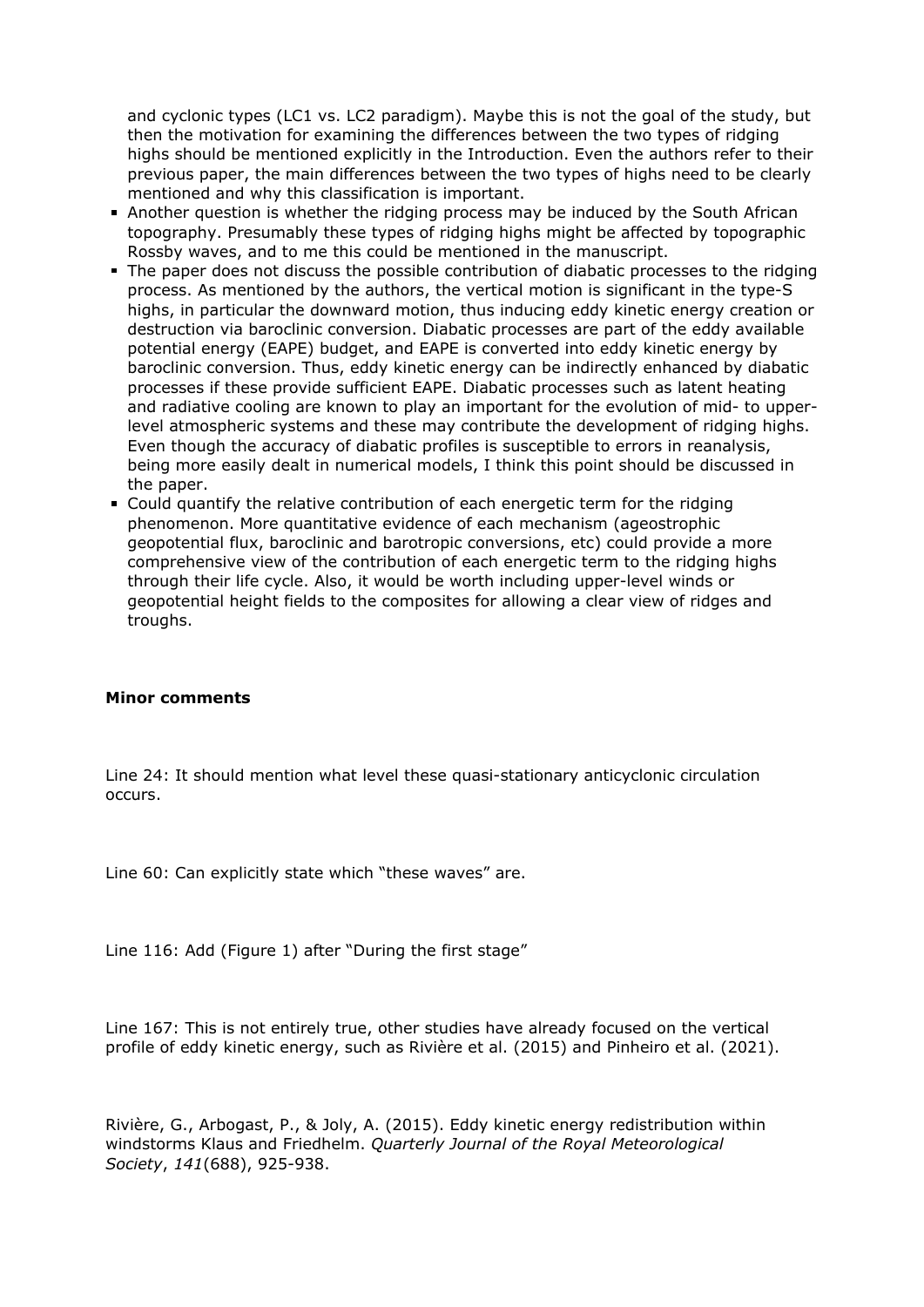and cyclonic types (LC1 vs. LC2 paradigm). Maybe this is not the goal of the study, but then the motivation for examining the differences between the two types of ridging highs should be mentioned explicitly in the Introduction. Even the authors refer to their previous paper, the main differences between the two types of highs need to be clearly mentioned and why this classification is important.

- Another question is whether the ridging process may be induced by the South African topography. Presumably these types of ridging highs might be affected by topographic Rossby waves, and to me this could be mentioned in the manuscript.
- The paper does not discuss the possible contribution of diabatic processes to the ridging process. As mentioned by the authors, the vertical motion is significant in the type-S highs, in particular the downward motion, thus inducing eddy kinetic energy creation or destruction via baroclinic conversion. Diabatic processes are part of the eddy available potential energy (EAPE) budget, and EAPE is converted into eddy kinetic energy by baroclinic conversion. Thus, eddy kinetic energy can be indirectly enhanced by diabatic processes if these provide sufficient EAPE. Diabatic processes such as latent heating and radiative cooling are known to play an important for the evolution of mid- to upper-level atmospheric systems and these may contribute the development of ridging highs. Even though the accuracy of diabatic profiles is susceptible to errors in reanalysis, being more easily dealt in numerical models, I think this point should be discussed in the paper.
- Could quantify the relative contribution of each energetic term for the ridging phenomenon. More quantitative evidence of each mechanism (ageostrophic geopotential flux, baroclinic and barotropic conversions, etc) could provide a more comprehensive view of the contribution of each energetic term to the ridging highs through their life cycle. Also, it would be worth including upper-level winds or geopotential height fields to the composites for allowing a clear view of ridges and troughs.

**Minor comments**

Line 24: It should mention what level these quasi-stationary anticyclonic circulation occurs.

Line 60: Can explicitly state which "these waves" are.

Line 116: Add (Figure 1) after "During the first stage"

Line 167: This is not entirely true, other studies have already focused on the vertical profile of eddy kinetic energy, such as Rivière et al. (2015) and Pinheiro et al. (2021).

Rivière, G., Arbogast, P., & Joly, A. (2015). Eddy kinetic energy redistribution within windstorms Klaus and Friedhelm. *Quarterly Journal of the Royal Meteorological Society*, *141*(688), 925-938.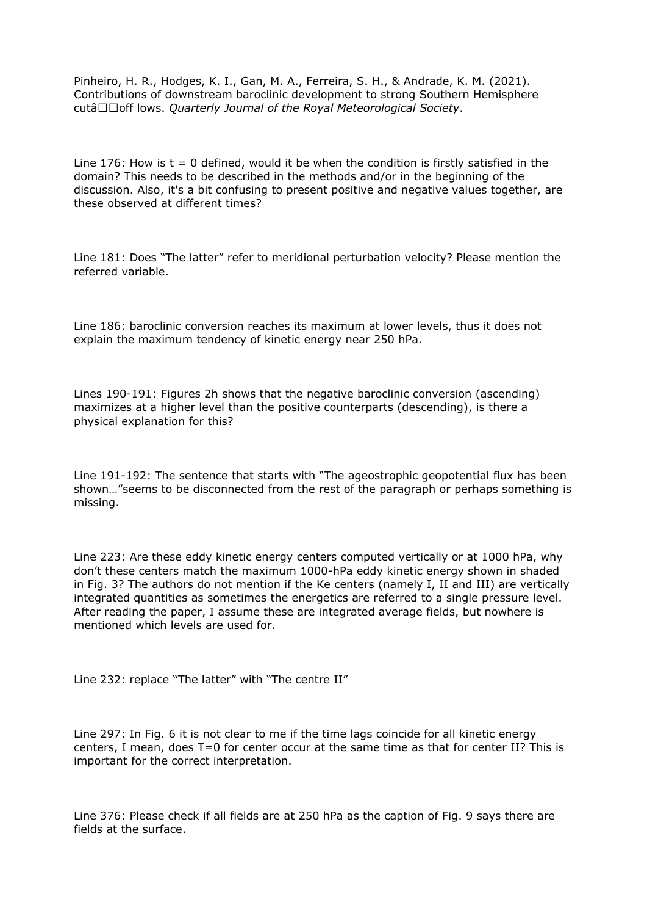Pinheiro, H. R., Hodges, K. I., Gan, M. A., Ferreira, S. H., & Andrade, K. M. (2021). Contributions of downstream baroclinic development to strong Southern Hemisphere cutâ□□off lows. *Quarterly Journal of the Royal Meteorological Society*.

Line 176: How is t = 0 defined, would it be when the condition is firstly satisfied in the domain? This needs to be described in the methods and/or in the beginning of the discussion. Also, it's a bit confusing to present positive and negative values together, are these observed at different times?

Line 181: Does "The latter" refer to meridional perturbation velocity? Please mention the referred variable.

Line 186: baroclinic conversion reaches its maximum at lower levels, thus it does not explain the maximum tendency of kinetic energy near 250 hPa.

Lines 190-191: Figures 2h shows that the negative baroclinic conversion (ascending) maximizes at a higher level than the positive counterparts (descending), is there a physical explanation for this?

Line 191-192: The sentence that starts with "The ageostrophic geopotential flux has been shown…"seems to be disconnected from the rest of the paragraph or perhaps something is missing.

Line 223: Are these eddy kinetic energy centers computed vertically or at 1000 hPa, why don't these centers match the maximum 1000-hPa eddy kinetic energy shown in shaded in Fig. 3? The authors do not mention if the Ke centers (namely I, II and III) are vertically integrated quantities as sometimes the energetics are referred to a single pressure level. After reading the paper, I assume these are integrated average fields, but nowhere is mentioned which levels are used for.

Line 232: replace "The latter" with "The centre II"

Line 297: In Fig. 6 it is not clear to me if the time lags coincide for all kinetic energy centers, I mean, does T=0 for center occur at the same time as that for center II? This is important for the correct interpretation.

Line 376: Please check if all fields are at 250 hPa as the caption of Fig. 9 says there are fields at the surface.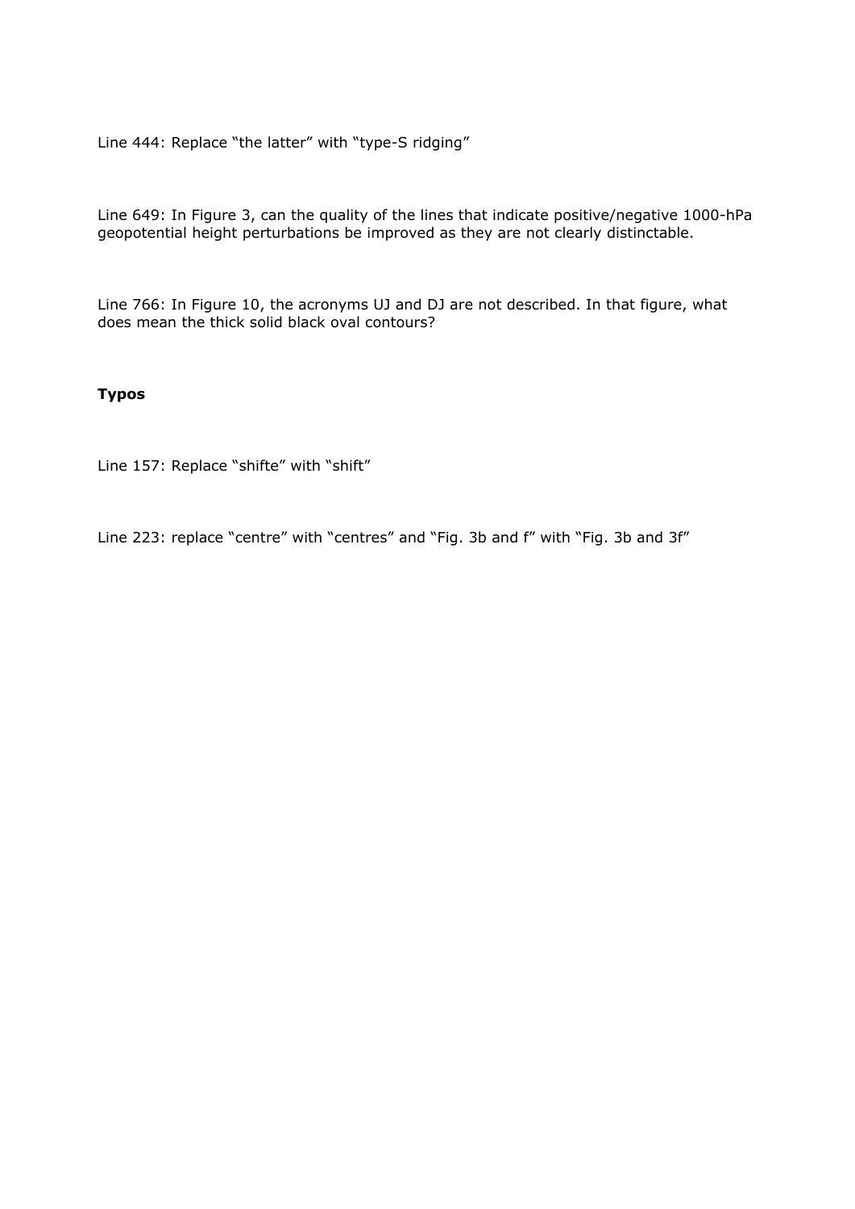Line 444: Replace "the latter" with "type-S ridging"

Line 649: In Figure 3, can the quality of the lines that indicate positive/negative 1000-hPa geopotential height perturbations be improved as they are not clearly distinctable.

Line 766: In Figure 10, the acronyms UJ and DJ are not described. In that figure, what does mean the thick solid black oval contours?

**Typos**

Line 157: Replace "shifte" with "shift"

Line 223: replace "centre" with "centres" and "Fig. 3b and f" with "Fig. 3b and 3f"